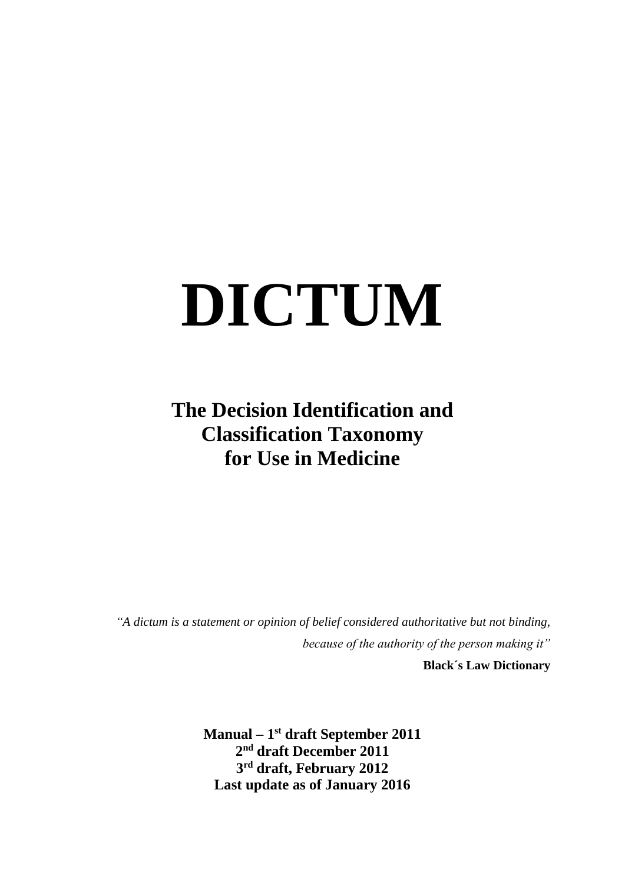# DICTUM

## The Decision Identification and Classification Taxonomy for Use in Medicine

*"A dictum is a statement or opinion of belief considered authoritative but not binding, because of the authority of the person making it"*

**Black´s Law Dictionary**

**Manual – 1st draft September 2011**
**2nd draft December 2011**
**3rd draft, February 2012**
**Last update as of January 2016**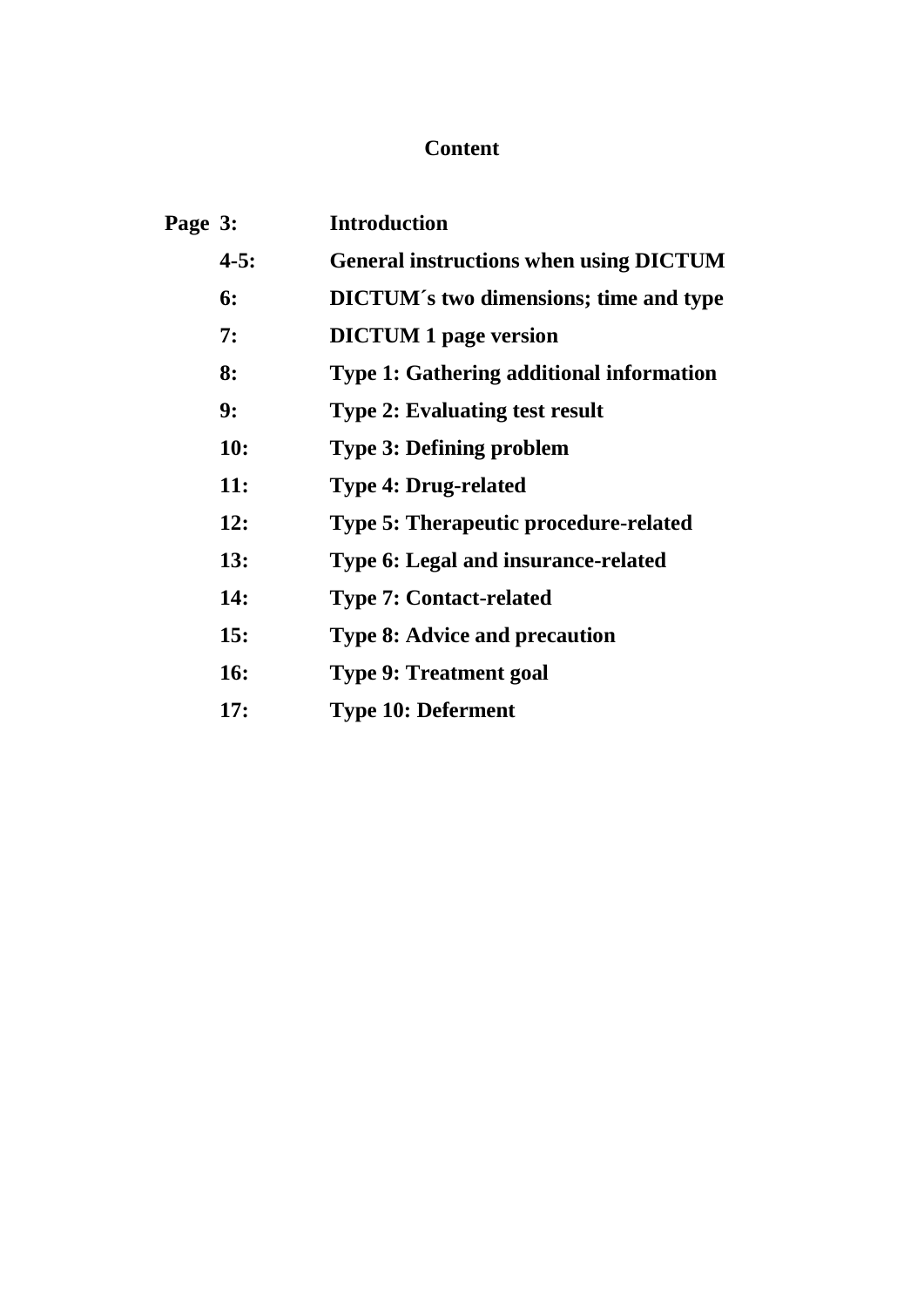# Content

| Page | | |
|---|---|---|
| Page | 3: | Introduction |
| | 4-5: | General instructions when using DICTUM |
| | 6: | DICTUM´s two dimensions; time and type |
| | 7: | DICTUM 1 page version |
| | 8: | Type 1: Gathering additional information |
| | 9: | Type 2: Evaluating test result |
| | 10: | Type 3: Defining problem |
| | 11: | Type 4: Drug-related |
| | 12: | Type 5: Therapeutic procedure-related |
| | 13: | Type 6: Legal and insurance-related |
| | 14: | Type 7: Contact-related |
| | 15: | Type 8: Advice and precaution |
| | 16: | Type 9: Treatment goal |
| | 17: | Type 10: Deferment |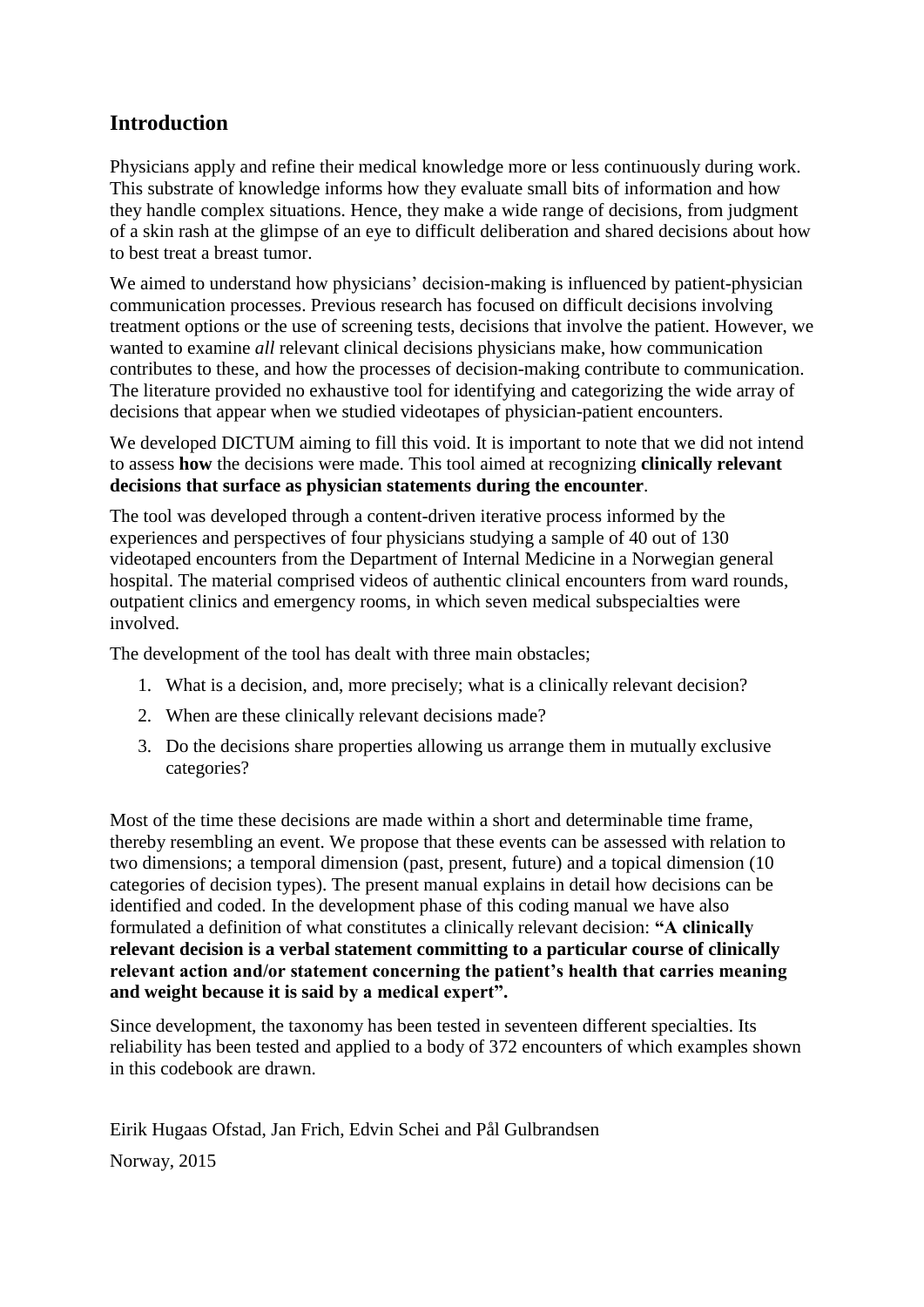## Introduction

Physicians apply and refine their medical knowledge more or less continuously during work. This substrate of knowledge informs how they evaluate small bits of information and how they handle complex situations. Hence, they make a wide range of decisions, from judgment of a skin rash at the glimpse of an eye to difficult deliberation and shared decisions about how to best treat a breast tumor.

We aimed to understand how physicians' decision-making is influenced by patient-physician communication processes. Previous research has focused on difficult decisions involving treatment options or the use of screening tests, decisions that involve the patient. However, we wanted to examine *all* relevant clinical decisions physicians make, how communication contributes to these, and how the processes of decision-making contribute to communication. The literature provided no exhaustive tool for identifying and categorizing the wide array of decisions that appear when we studied videotapes of physician-patient encounters.

We developed DICTUM aiming to fill this void. It is important to note that we did not intend to assess **how** the decisions were made. This tool aimed at recognizing **clinically relevant decisions that surface as physician statements during the encounter**.

The tool was developed through a content-driven iterative process informed by the experiences and perspectives of four physicians studying a sample of 40 out of 130 videotaped encounters from the Department of Internal Medicine in a Norwegian general hospital. The material comprised videos of authentic clinical encounters from ward rounds, outpatient clinics and emergency rooms, in which seven medical subspecialties were involved.

The development of the tool has dealt with three main obstacles;

1. What is a decision, and, more precisely; what is a clinically relevant decision?
2. When are these clinically relevant decisions made?
3. Do the decisions share properties allowing us arrange them in mutually exclusive categories?

Most of the time these decisions are made within a short and determinable time frame, thereby resembling an event. We propose that these events can be assessed with relation to two dimensions; a temporal dimension (past, present, future) and a topical dimension (10 categories of decision types). The present manual explains in detail how decisions can be identified and coded. In the development phase of this coding manual we have also formulated a definition of what constitutes a clinically relevant decision: **"A clinically relevant decision is a verbal statement committing to a particular course of clinically relevant action and/or statement concerning the patient's health that carries meaning and weight because it is said by a medical expert".**

Since development, the taxonomy has been tested in seventeen different specialties. Its reliability has been tested and applied to a body of 372 encounters of which examples shown in this codebook are drawn.

Eirik Hugaas Ofstad, Jan Frich, Edvin Schei and Pål Gulbrandsen

Norway, 2015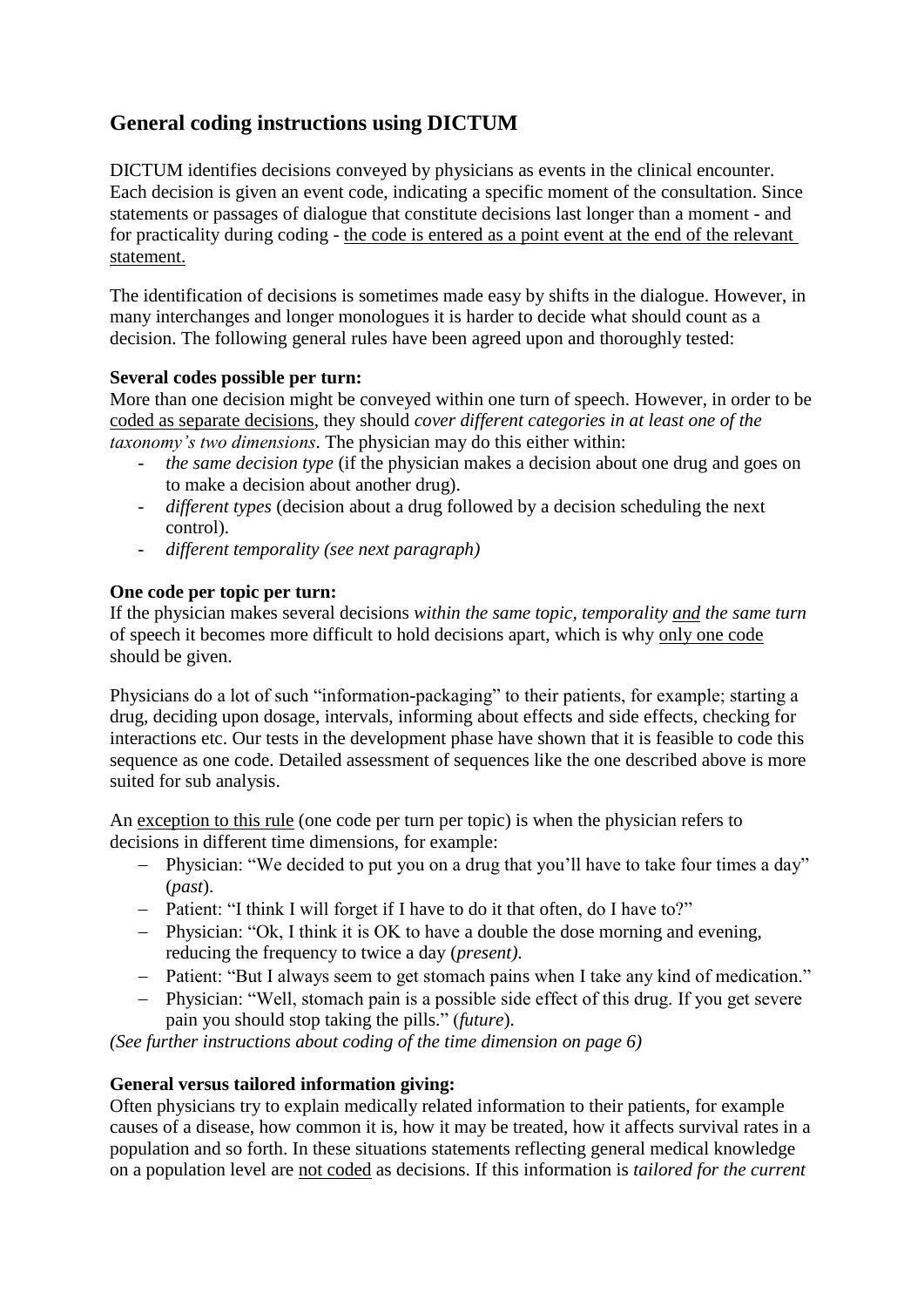## General coding instructions using DICTUM

DICTUM identifies decisions conveyed by physicians as events in the clinical encounter. Each decision is given an event code, indicating a specific moment of the consultation. Since statements or passages of dialogue that constitute decisions last longer than a moment - and for practicality during coding - the code is entered as a point event at the end of the relevant statement.

The identification of decisions is sometimes made easy by shifts in the dialogue. However, in many interchanges and longer monologues it is harder to decide what should count as a decision. The following general rules have been agreed upon and thoroughly tested:

**Several codes possible per turn:**
More than one decision might be conveyed within one turn of speech. However, in order to be coded as separate decisions, they should *cover different categories in at least one of the taxonomy's two dimensions*. The physician may do this either within:

- *the same decision type* (if the physician makes a decision about one drug and goes on to make a decision about another drug).
- *different types* (decision about a drug followed by a decision scheduling the next control).
- *different temporality (see next paragraph)*

**One code per topic per turn:**
If the physician makes several decisions *within the same topic, temporality and the same turn* of speech it becomes more difficult to hold decisions apart, which is why only one code should be given.

Physicians do a lot of such "information-packaging" to their patients, for example; starting a drug, deciding upon dosage, intervals, informing about effects and side effects, checking for interactions etc. Our tests in the development phase have shown that it is feasible to code this sequence as one code. Detailed assessment of sequences like the one described above is more suited for sub analysis.

An exception to this rule (one code per turn per topic) is when the physician refers to decisions in different time dimensions, for example:

- Physician: "We decided to put you on a drug that you'll have to take four times a day" (*past*).
- Patient: "I think I will forget if I have to do it that often, do I have to?"
- Physician: "Ok, I think it is OK to have a double the dose morning and evening, reducing the frequency to twice a day (*present).*
- Patient: "But I always seem to get stomach pains when I take any kind of medication."
- Physician: "Well, stomach pain is a possible side effect of this drug. If you get severe pain you should stop taking the pills." (*future*).

*(See further instructions about coding of the time dimension on page 6)*

**General versus tailored information giving:**
Often physicians try to explain medically related information to their patients, for example causes of a disease, how common it is, how it may be treated, how it affects survival rates in a population and so forth. In these situations statements reflecting general medical knowledge on a population level are not coded as decisions. If this information is *tailored for the current*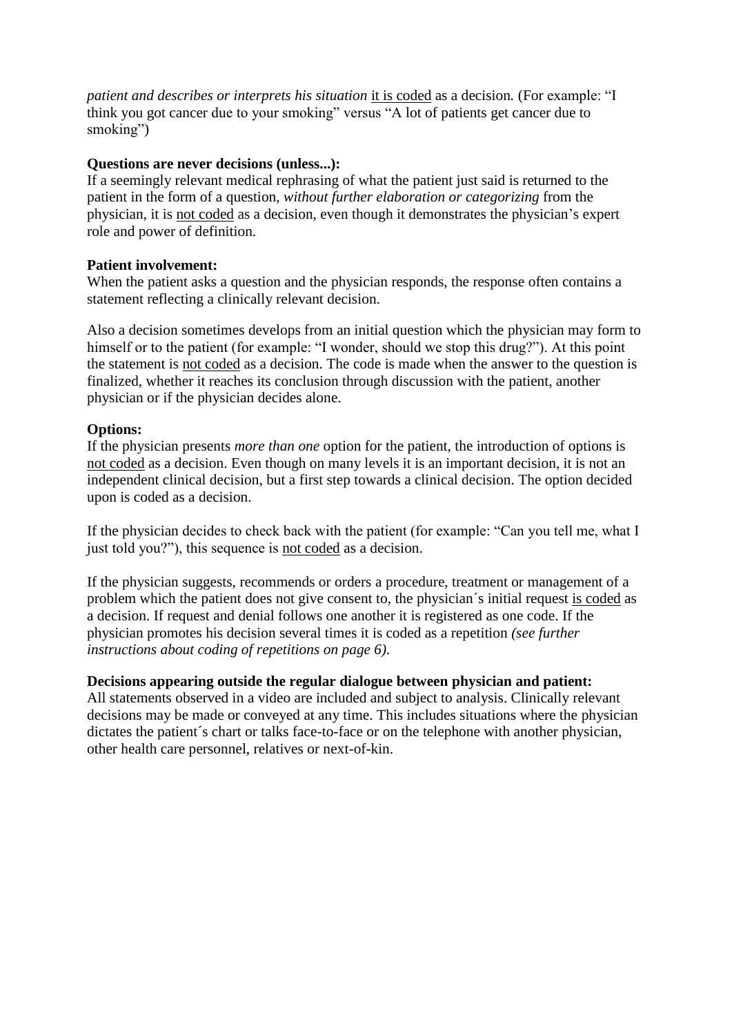*patient and describes or interprets his situation* it is coded as a decision. (For example: "I think you got cancer due to your smoking" versus "A lot of patients get cancer due to smoking")

**Questions are never decisions (unless...):**
If a seemingly relevant medical rephrasing of what the patient just said is returned to the patient in the form of a question, *without further elaboration or categorizing* from the physician, it is not coded as a decision, even though it demonstrates the physician's expert role and power of definition.

**Patient involvement:**
When the patient asks a question and the physician responds, the response often contains a statement reflecting a clinically relevant decision.

Also a decision sometimes develops from an initial question which the physician may form to himself or to the patient (for example: "I wonder, should we stop this drug?"). At this point the statement is not coded as a decision. The code is made when the answer to the question is finalized, whether it reaches its conclusion through discussion with the patient, another physician or if the physician decides alone.

**Options:**
If the physician presents *more than one* option for the patient, the introduction of options is not coded as a decision. Even though on many levels it is an important decision, it is not an independent clinical decision, but a first step towards a clinical decision. The option decided upon is coded as a decision.

If the physician decides to check back with the patient (for example: "Can you tell me, what I just told you?"), this sequence is not coded as a decision.

If the physician suggests, recommends or orders a procedure, treatment or management of a problem which the patient does not give consent to, the physician´s initial request is coded as a decision. If request and denial follows one another it is registered as one code. If the physician promotes his decision several times it is coded as a repetition *(see further instructions about coding of repetitions on page 6).*

**Decisions appearing outside the regular dialogue between physician and patient:**
All statements observed in a video are included and subject to analysis. Clinically relevant decisions may be made or conveyed at any time. This includes situations where the physician dictates the patient´s chart or talks face-to-face or on the telephone with another physician, other health care personnel, relatives or next-of-kin.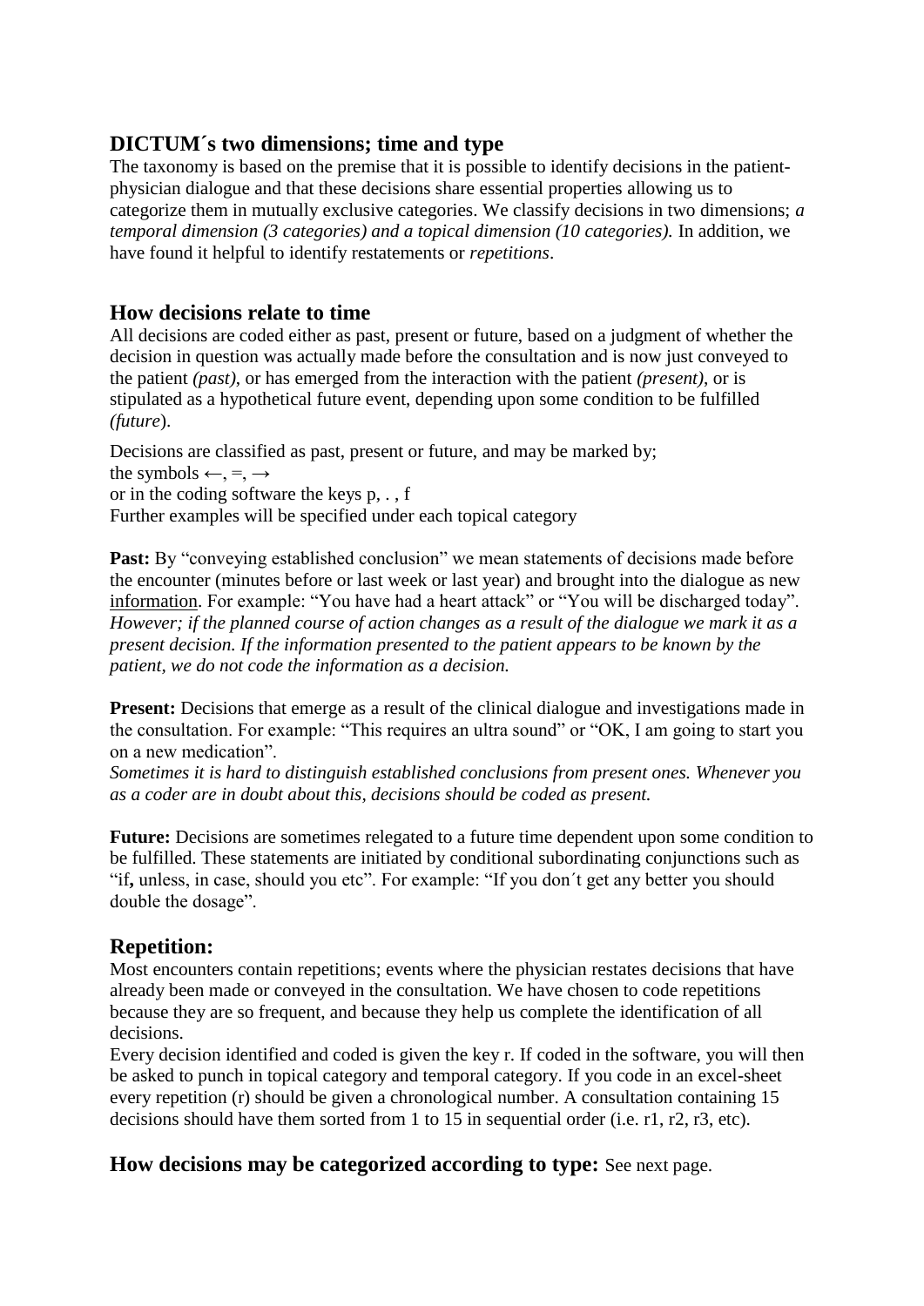## DICTUM´s two dimensions; time and type

The taxonomy is based on the premise that it is possible to identify decisions in the patient-physician dialogue and that these decisions share essential properties allowing us to categorize them in mutually exclusive categories. We classify decisions in two dimensions; *a temporal dimension (3 categories) and a topical dimension (10 categories).* In addition, we have found it helpful to identify restatements or *repetitions*.

## How decisions relate to time

All decisions are coded either as past, present or future, based on a judgment of whether the decision in question was actually made before the consultation and is now just conveyed to the patient *(past)*, or has emerged from the interaction with the patient *(present)*, or is stipulated as a hypothetical future event, depending upon some condition to be fulfilled *(future*).

Decisions are classified as past, present or future, and may be marked by;
the symbols ←, =, →
or in the coding software the keys p, . , f
Further examples will be specified under each topical category

**Past:** By "conveying established conclusion" we mean statements of decisions made before the encounter (minutes before or last week or last year) and brought into the dialogue as new information. For example: "You have had a heart attack" or "You will be discharged today". *However; if the planned course of action changes as a result of the dialogue we mark it as a present decision. If the information presented to the patient appears to be known by the patient, we do not code the information as a decision.*

**Present:** Decisions that emerge as a result of the clinical dialogue and investigations made in the consultation. For example: "This requires an ultra sound" or "OK, I am going to start you on a new medication".
*Sometimes it is hard to distinguish established conclusions from present ones. Whenever you as a coder are in doubt about this, decisions should be coded as present.*

**Future:** Decisions are sometimes relegated to a future time dependent upon some condition to be fulfilled. These statements are initiated by conditional subordinating conjunctions such as "if**,** unless, in case, should you etc". For example: "If you don´t get any better you should double the dosage".

## Repetition:

Most encounters contain repetitions; events where the physician restates decisions that have already been made or conveyed in the consultation. We have chosen to code repetitions because they are so frequent, and because they help us complete the identification of all decisions.
Every decision identified and coded is given the key r. If coded in the software, you will then be asked to punch in topical category and temporal category. If you code in an excel-sheet every repetition (r) should be given a chronological number. A consultation containing 15 decisions should have them sorted from 1 to 15 in sequential order (i.e. r1, r2, r3, etc).

## How decisions may be categorized according to type: See next page.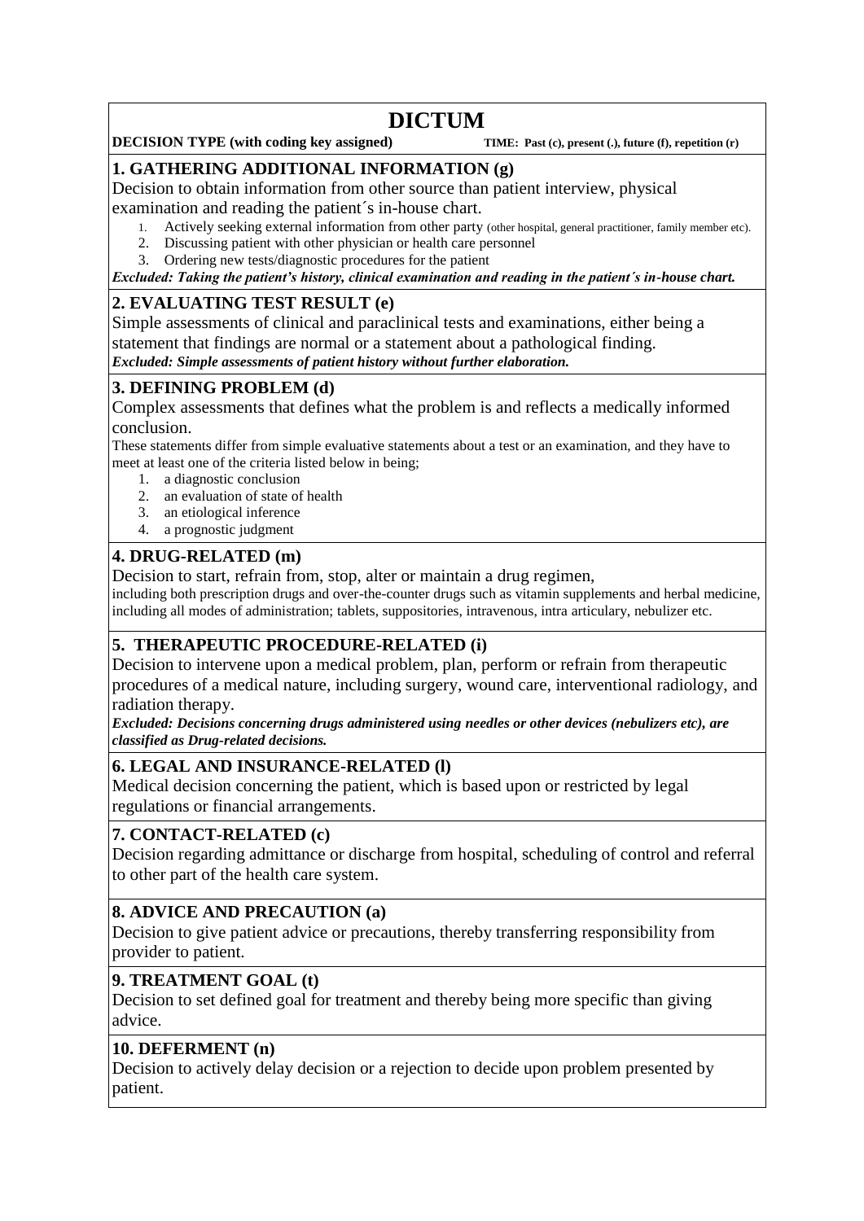# DICTUM

**DECISION TYPE (with coding key assigned)** **TIME: Past (c), present (.), future (f), repetition (r)**

## 1. GATHERING ADDITIONAL INFORMATION (g)

Decision to obtain information from other source than patient interview, physical examination and reading the patient´s in-house chart.

1. Actively seeking external information from other party (other hospital, general practitioner, family member etc).
2. Discussing patient with other physician or health care personnel
3. Ordering new tests/diagnostic procedures for the patient

***Excluded: Taking the patient's history, clinical examination and reading in the patient´s in-house chart.***

## 2. EVALUATING TEST RESULT (e)

Simple assessments of clinical and paraclinical tests and examinations, either being a statement that findings are normal or a statement about a pathological finding.

***Excluded: Simple assessments of patient history without further elaboration.***

## 3. DEFINING PROBLEM (d)

Complex assessments that defines what the problem is and reflects a medically informed conclusion.

These statements differ from simple evaluative statements about a test or an examination, and they have to meet at least one of the criteria listed below in being;

1. a diagnostic conclusion
2. an evaluation of state of health
3. an etiological inference
4. a prognostic judgment

## 4. DRUG-RELATED (m)

Decision to start, refrain from, stop, alter or maintain a drug regimen,

including both prescription drugs and over-the-counter drugs such as vitamin supplements and herbal medicine, including all modes of administration; tablets, suppositories, intravenous, intra articulary, nebulizer etc.

## 5. THERAPEUTIC PROCEDURE-RELATED (i)

Decision to intervene upon a medical problem, plan, perform or refrain from therapeutic procedures of a medical nature, including surgery, wound care, interventional radiology, and radiation therapy.

***Excluded: Decisions concerning drugs administered using needles or other devices (nebulizers etc), are classified as Drug-related decisions.***

## 6. LEGAL AND INSURANCE-RELATED (l)

Medical decision concerning the patient, which is based upon or restricted by legal regulations or financial arrangements.

## 7. CONTACT-RELATED (c)

Decision regarding admittance or discharge from hospital, scheduling of control and referral to other part of the health care system.

## 8. ADVICE AND PRECAUTION (a)

Decision to give patient advice or precautions, thereby transferring responsibility from provider to patient.

## 9. TREATMENT GOAL (t)

Decision to set defined goal for treatment and thereby being more specific than giving advice.

## 10. DEFERMENT (n)

Decision to actively delay decision or a rejection to decide upon problem presented by patient.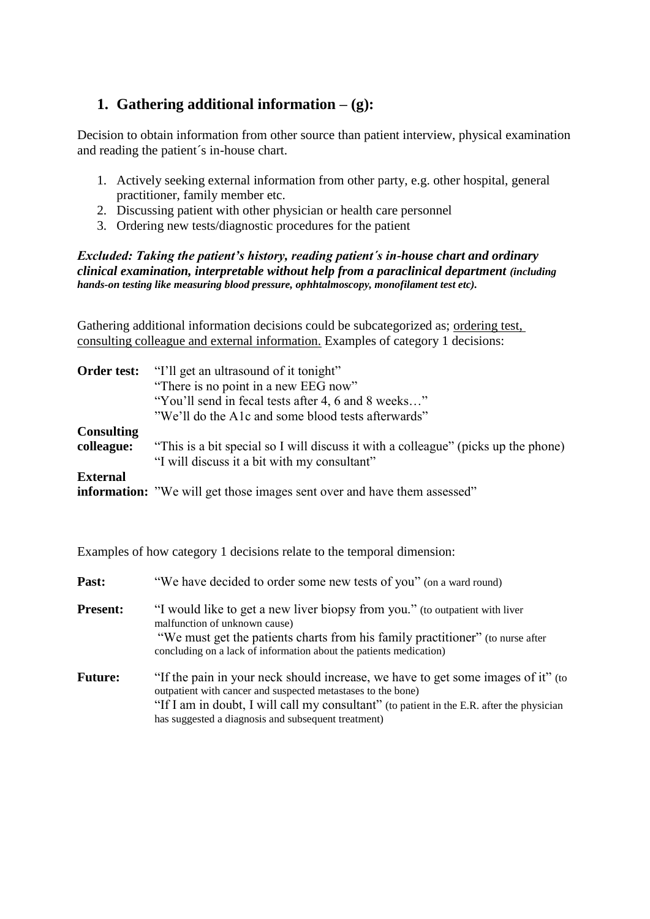## 1. Gathering additional information – (g):

Decision to obtain information from other source than patient interview, physical examination and reading the patient´s in-house chart.

1. Actively seeking external information from other party, e.g. other hospital, general practitioner, family member etc.
2. Discussing patient with other physician or health care personnel
3. Ordering new tests/diagnostic procedures for the patient

***Excluded: Taking the patient's history, reading patient´s in-house chart and ordinary clinical examination, interpretable without help from a paraclinical department*** ***(including hands-on testing like measuring blood pressure, ophhtalmoscopy, monofilament test etc).***

Gathering additional information decisions could be subcategorized as; ordering test, consulting colleague and external information. Examples of category 1 decisions:

**Order test:** "I'll get an ultrasound of it tonight"
"There is no point in a new EEG now"
"You'll send in fecal tests after 4, 6 and 8 weeks…"
"We'll do the A1c and some blood tests afterwards"

**Consulting colleague:** "This is a bit special so I will discuss it with a colleague" (picks up the phone)
"I will discuss it a bit with my consultant"

**External information:** "We will get those images sent over and have them assessed"

Examples of how category 1 decisions relate to the temporal dimension:

**Past:** "We have decided to order some new tests of you" (on a ward round)

**Present:** "I would like to get a new liver biopsy from you." (to outpatient with liver malfunction of unknown cause)
"We must get the patients charts from his family practitioner" (to nurse after concluding on a lack of information about the patients medication)

**Future:** "If the pain in your neck should increase, we have to get some images of it" (to outpatient with cancer and suspected metastases to the bone)
"If I am in doubt, I will call my consultant" (to patient in the E.R. after the physician has suggested a diagnosis and subsequent treatment)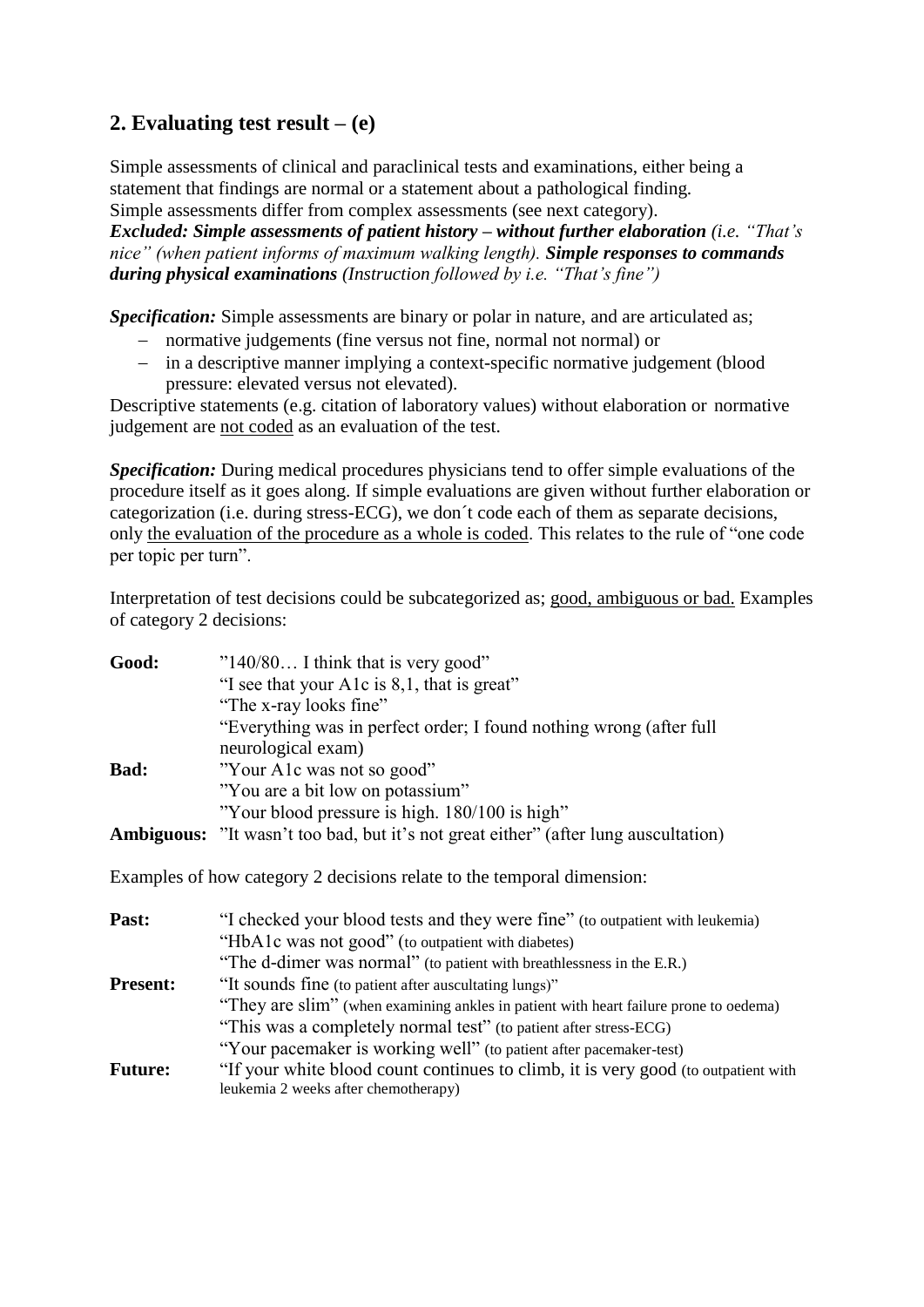## 2. Evaluating test result – (e)

Simple assessments of clinical and paraclinical tests and examinations, either being a statement that findings are normal or a statement about a pathological finding. Simple assessments differ from complex assessments (see next category).
***Excluded: Simple assessments of patient history – without further elaboration*** *(i.e. "That's nice" (when patient informs of maximum walking length).* ***Simple responses to commands during physical examinations*** *(Instruction followed by i.e. "That's fine")*

***Specification:*** Simple assessments are binary or polar in nature, and are articulated as;

- normative judgements (fine versus not fine, normal not normal) or
- in a descriptive manner implying a context-specific normative judgement (blood pressure: elevated versus not elevated).

Descriptive statements (e.g. citation of laboratory values) without elaboration or normative judgement are <u>not coded</u> as an evaluation of the test.

***Specification:*** During medical procedures physicians tend to offer simple evaluations of the procedure itself as it goes along. If simple evaluations are given without further elaboration or categorization (i.e. during stress-ECG), we don´t code each of them as separate decisions, only <u>the evaluation of the procedure as a whole is coded</u>. This relates to the rule of "one code per topic per turn".

Interpretation of test decisions could be subcategorized as; <u>good, ambiguous or bad.</u> Examples of category 2 decisions:

| | |
|---|---|
| **Good:** | "140/80… I think that is very good" |
| | "I see that your A1c is 8,1, that is great" |
| | "The x-ray looks fine" |
| | "Everything was in perfect order; I found nothing wrong (after full neurological exam) |
| **Bad:** | "Your A1c was not so good" |
| | "You are a bit low on potassium" |
| | "Your blood pressure is high. 180/100 is high" |
| **Ambiguous:** | "It wasn't too bad, but it's not great either" (after lung auscultation) |

Examples of how category 2 decisions relate to the temporal dimension:

| | |
|---|---|
| **Past:** | "I checked your blood tests and they were fine" (to outpatient with leukemia) |
| | "HbA1c was not good" (to outpatient with diabetes) |
| | "The d-dimer was normal" (to patient with breathlessness in the E.R.) |
| **Present:** | "It sounds fine (to patient after auscultating lungs)" |
| | "They are slim" (when examining ankles in patient with heart failure prone to oedema) |
| | "This was a completely normal test" (to patient after stress-ECG) |
| | "Your pacemaker is working well" (to patient after pacemaker-test) |
| **Future:** | "If your white blood count continues to climb, it is very good (to outpatient with leukemia 2 weeks after chemotherapy) |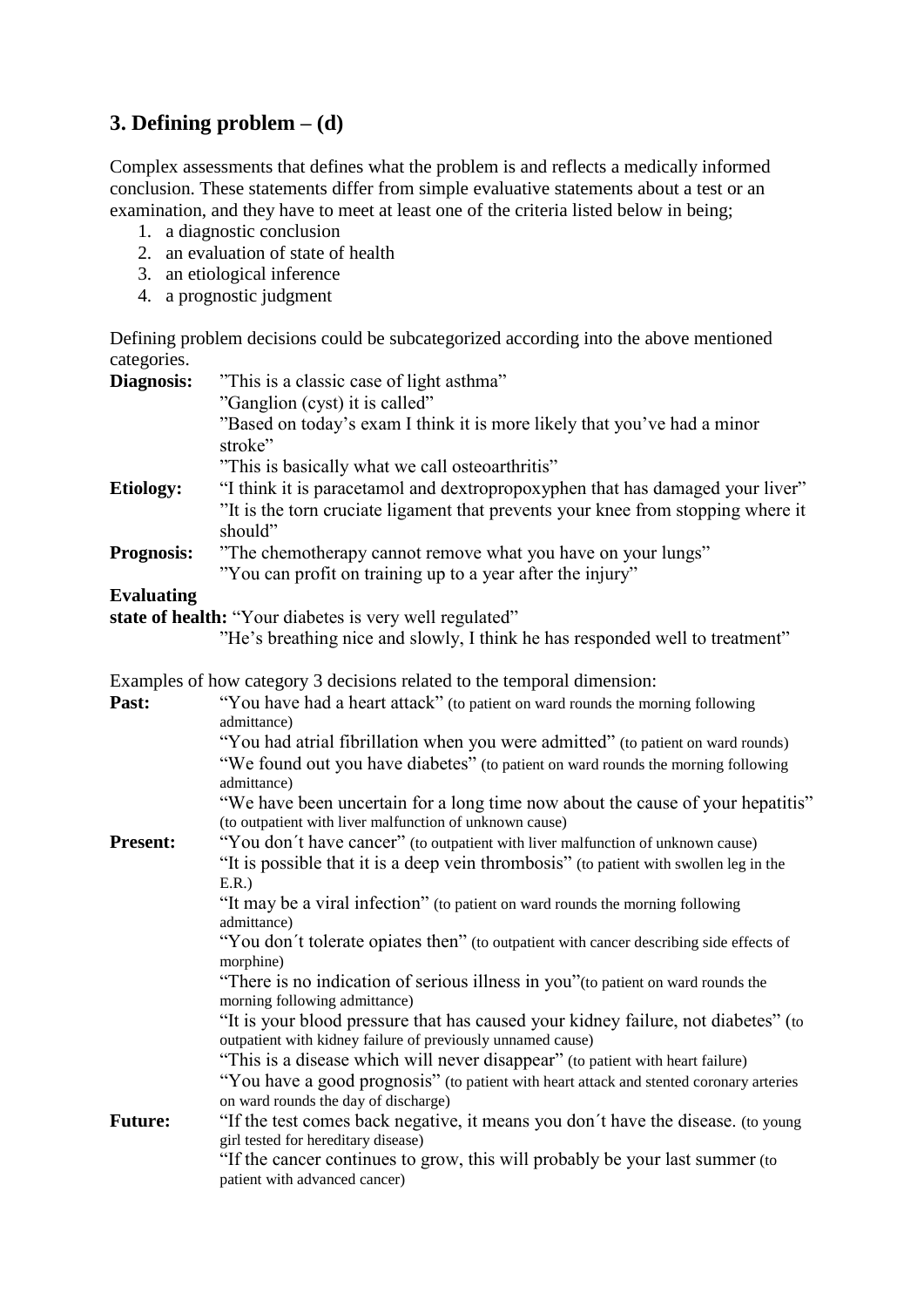## 3. Defining problem – (d)

Complex assessments that defines what the problem is and reflects a medically informed conclusion. These statements differ from simple evaluative statements about a test or an examination, and they have to meet at least one of the criteria listed below in being;

1. a diagnostic conclusion
2. an evaluation of state of health
3. an etiological inference
4. a prognostic judgment

Defining problem decisions could be subcategorized according into the above mentioned categories.

**Diagnosis:** ”This is a classic case of light asthma”
”Ganglion (cyst) it is called”
”Based on today's exam I think it is more likely that you've had a minor stroke”
”This is basically what we call osteoarthritis”

**Etiology:** “I think it is paracetamol and dextropropoxyphen that has damaged your liver”
”It is the torn cruciate ligament that prevents your knee from stopping where it should”

**Prognosis:** ”The chemotherapy cannot remove what you have on your lungs”
”You can profit on training up to a year after the injury”

**Evaluating state of health:** “Your diabetes is very well regulated”
”He's breathing nice and slowly, I think he has responded well to treatment”

Examples of how category 3 decisions related to the temporal dimension:

**Past:** “You have had a heart attack” (to patient on ward rounds the morning following admittance)
“You had atrial fibrillation when you were admitted” (to patient on ward rounds)
“We found out you have diabetes” (to patient on ward rounds the morning following admittance)
“We have been uncertain for a long time now about the cause of your hepatitis” (to outpatient with liver malfunction of unknown cause)

**Present:** “You don´t have cancer” (to outpatient with liver malfunction of unknown cause)
“It is possible that it is a deep vein thrombosis” (to patient with swollen leg in the E.R.)
“It may be a viral infection” (to patient on ward rounds the morning following admittance)
“You don´t tolerate opiates then” (to outpatient with cancer describing side effects of morphine)
“There is no indication of serious illness in you”(to patient on ward rounds the morning following admittance)
“It is your blood pressure that has caused your kidney failure, not diabetes” (to outpatient with kidney failure of previously unnamed cause)
“This is a disease which will never disappear” (to patient with heart failure)
“You have a good prognosis” (to patient with heart attack and stented coronary arteries on ward rounds the day of discharge)

**Future:** “If the test comes back negative, it means you don´t have the disease. (to young girl tested for hereditary disease)
“If the cancer continues to grow, this will probably be your last summer (to patient with advanced cancer)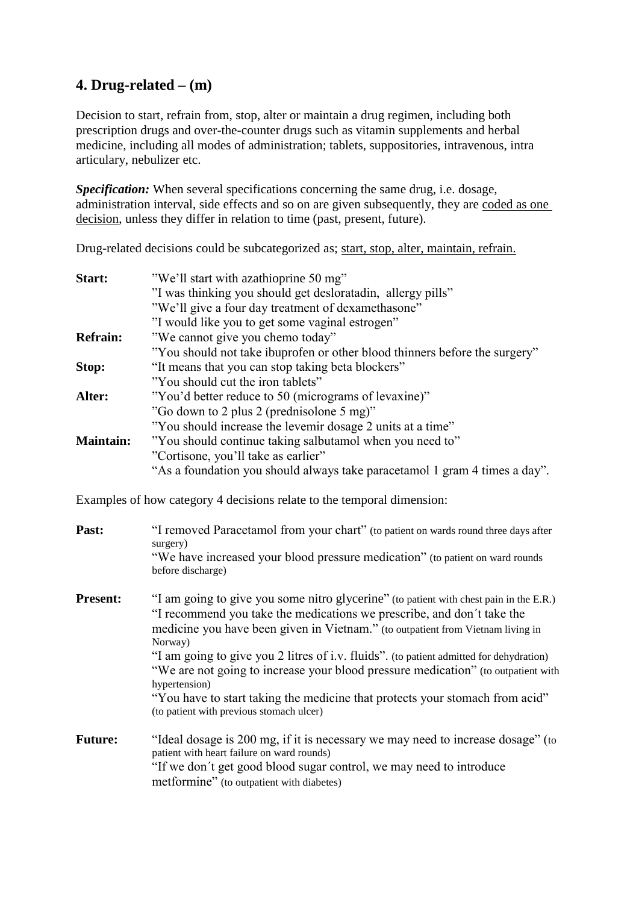## 4. Drug-related – (m)

Decision to start, refrain from, stop, alter or maintain a drug regimen, including both prescription drugs and over-the-counter drugs such as vitamin supplements and herbal medicine, including all modes of administration; tablets, suppositories, intravenous, intra articulary, nebulizer etc.

***Specification:*** When several specifications concerning the same drug, i.e. dosage, administration interval, side effects and so on are given subsequently, they are coded as one decision, unless they differ in relation to time (past, present, future).

Drug-related decisions could be subcategorized as; start, stop, alter, maintain, refrain.

| | |
|---|---|
| **Start:** | ”We’ll start with azathioprine 50 mg” |
| | ”I was thinking you should get desloratadin, allergy pills” |
| | ”We’ll give a four day treatment of dexamethasone” |
| | ”I would like you to get some vaginal estrogen” |
| **Refrain:** | ”We cannot give you chemo today” |
| | ”You should not take ibuprofen or other blood thinners before the surgery” |
| **Stop:** | “It means that you can stop taking beta blockers” |
| | ”You should cut the iron tablets” |
| **Alter:** | ”You’d better reduce to 50 (micrograms of levaxine)” |
| | ”Go down to 2 plus 2 (prednisolone 5 mg)” |
| | ”You should increase the levemir dosage 2 units at a time” |
| **Maintain:** | ”You should continue taking salbutamol when you need to” |
| | ”Cortisone, you’ll take as earlier” |
| | “As a foundation you should always take paracetamol 1 gram 4 times a day”. |

Examples of how category 4 decisions relate to the temporal dimension:

| | |
|---|---|
| **Past:** | “I removed Paracetamol from your chart” (to patient on wards round three days after surgery) |
| | “We have increased your blood pressure medication” (to patient on ward rounds before discharge) |
| **Present:** | “I am going to give you some nitro glycerine” (to patient with chest pain in the E.R.) |
| | “I recommend you take the medications we prescribe, and don´t take the medicine you have been given in Vietnam.” (to outpatient from Vietnam living in Norway) |
| | “I am going to give you 2 litres of i.v. fluids”. (to patient admitted for dehydration) |
| | “We are not going to increase your blood pressure medication” (to outpatient with hypertension) |
| | “You have to start taking the medicine that protects your stomach from acid” (to patient with previous stomach ulcer) |
| **Future:** | “Ideal dosage is 200 mg, if it is necessary we may need to increase dosage” (to patient with heart failure on ward rounds) |
| | “If we don´t get good blood sugar control, we may need to introduce metformine” (to outpatient with diabetes) |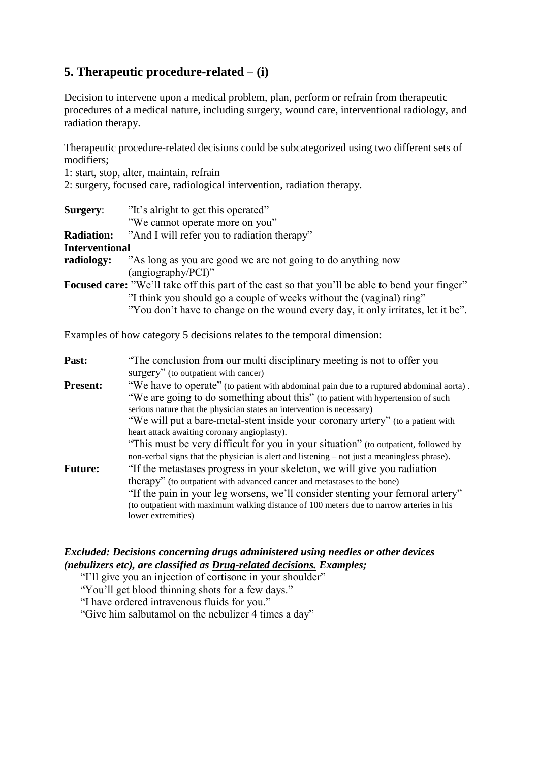## 5. Therapeutic procedure-related – (i)

Decision to intervene upon a medical problem, plan, perform or refrain from therapeutic procedures of a medical nature, including surgery, wound care, interventional radiology, and radiation therapy.

Therapeutic procedure-related decisions could be subcategorized using two different sets of modifiers;

<u>1: start, stop, alter, maintain, refrain</u>
<u>2: surgery, focused care, radiological intervention, radiation therapy.</u>

**Surgery**: "It's alright to get this operated"
"We cannot operate more on you"

**Radiation:** "And I will refer you to radiation therapy"

**Interventional radiology:** "As long as you are good we are not going to do anything now (angiography/PCI)"

**Focused care:** "We'll take off this part of the cast so that you'll be able to bend your finger"
"I think you should go a couple of weeks without the (vaginal) ring"
"You don't have to change on the wound every day, it only irritates, let it be".

Examples of how category 5 decisions relates to the temporal dimension:

**Past:** "The conclusion from our multi disciplinary meeting is not to offer you surgery" (to outpatient with cancer)

**Present:** "We have to operate" (to patient with abdominal pain due to a ruptured abdominal aorta) .
"We are going to do something about this" (to patient with hypertension of such serious nature that the physician states an intervention is necessary)
"We will put a bare-metal-stent inside your coronary artery" (to a patient with heart attack awaiting coronary angioplasty).
"This must be very difficult for you in your situation" (to outpatient, followed by non-verbal signs that the physician is alert and listening – not just a meaningless phrase).

**Future:** "If the metastases progress in your skeleton, we will give you radiation therapy" (to outpatient with advanced cancer and metastases to the bone)
"If the pain in your leg worsens, we'll consider stenting your femoral artery" (to outpatient with maximum walking distance of 100 meters due to narrow arteries in his lower extremities)

***Excluded: Decisions concerning drugs administered using needles or other devices (nebulizers etc), are classified as <u>Drug-related decisions.</u> Examples;***

"I'll give you an injection of cortisone in your shoulder"
"You'll get blood thinning shots for a few days."
"I have ordered intravenous fluids for you."
"Give him salbutamol on the nebulizer 4 times a day"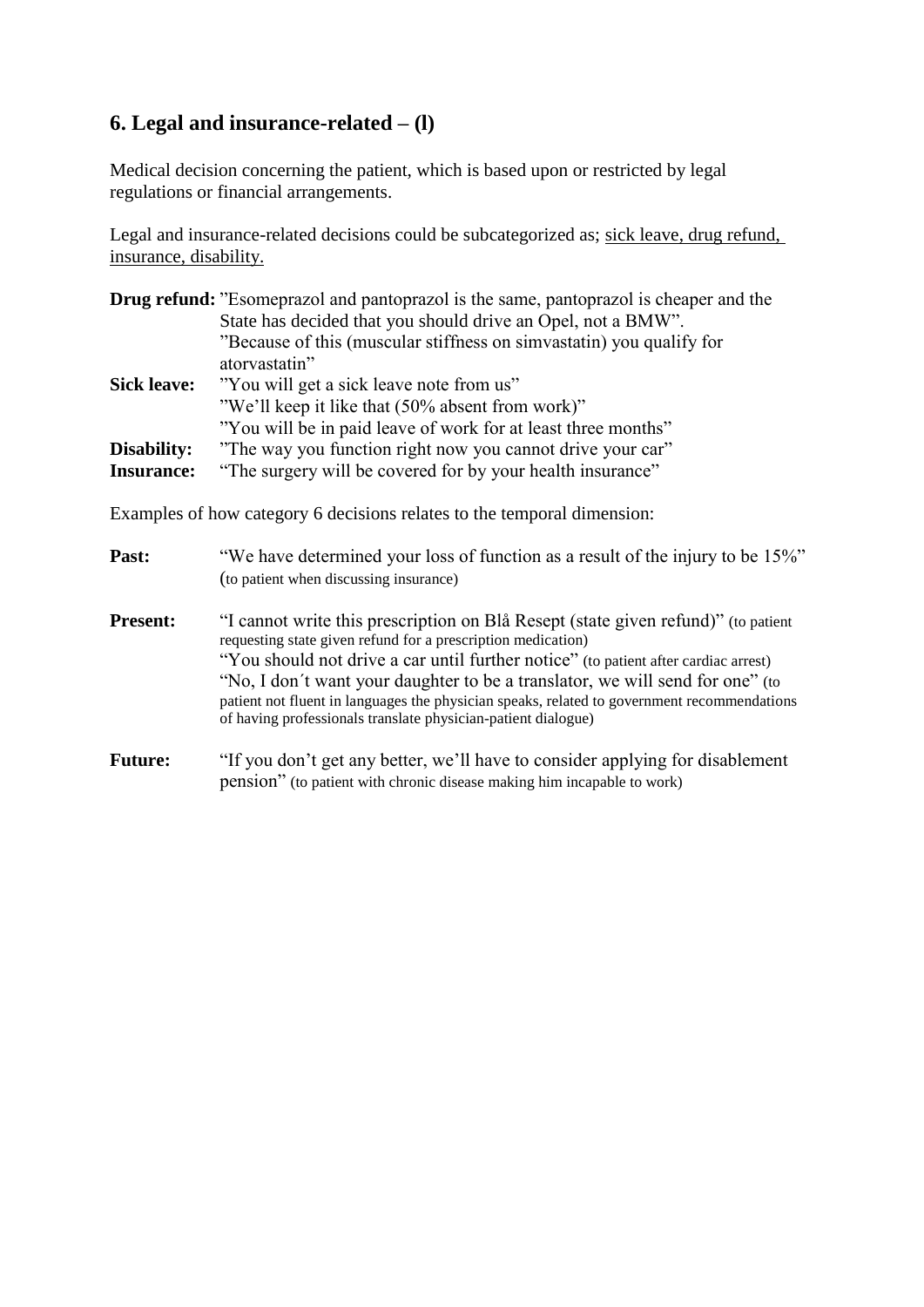## 6. Legal and insurance-related – (l)

Medical decision concerning the patient, which is based upon or restricted by legal regulations or financial arrangements.

Legal and insurance-related decisions could be subcategorized as; sick leave, drug refund, insurance, disability.

**Drug refund:** ”Esomeprazol and pantoprazol is the same, pantoprazol is cheaper and the State has decided that you should drive an Opel, not a BMW”.
”Because of this (muscular stiffness on simvastatin) you qualify for atorvastatin”

**Sick leave:** ”You will get a sick leave note from us”
”We'll keep it like that (50% absent from work)”
”You will be in paid leave of work for at least three months”

**Disability:** ”The way you function right now you cannot drive your car”

**Insurance:** “The surgery will be covered for by your health insurance”

Examples of how category 6 decisions relates to the temporal dimension:

**Past:** “We have determined your loss of function as a result of the injury to be 15%” (to patient when discussing insurance)

**Present:** “I cannot write this prescription on Blå Resept (state given refund)” (to patient requesting state given refund for a prescription medication)
“You should not drive a car until further notice” (to patient after cardiac arrest)
“No, I don´t want your daughter to be a translator, we will send for one” (to patient not fluent in languages the physician speaks, related to government recommendations of having professionals translate physician-patient dialogue)

**Future:** “If you don’t get any better, we’ll have to consider applying for disablement pension” (to patient with chronic disease making him incapable to work)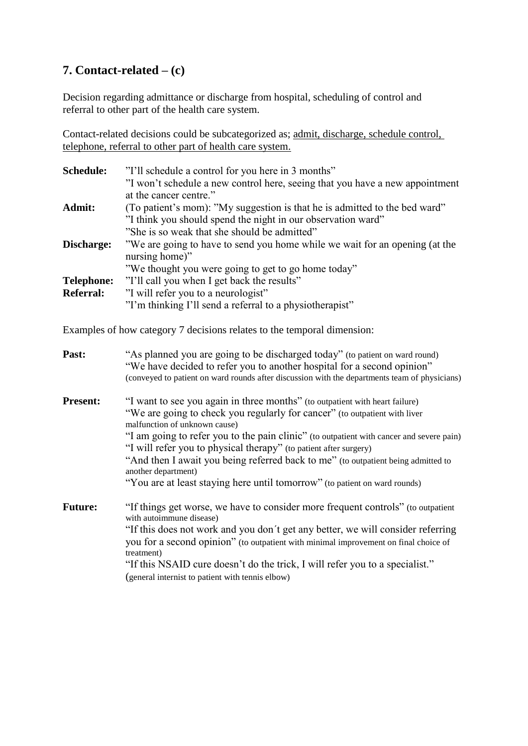## 7. Contact-related – (c)

Decision regarding admittance or discharge from hospital, scheduling of control and referral to other part of the health care system.

Contact-related decisions could be subcategorized as; <u>admit, discharge, schedule control, telephone, referral to other part of health care system.</u>

**Schedule:** ”I'll schedule a control for you here in 3 months”
”I won't schedule a new control here, seeing that you have a new appointment at the cancer centre.”

**Admit:** (To patient's mom): ”My suggestion is that he is admitted to the bed ward”
”I think you should spend the night in our observation ward”
”She is so weak that she should be admitted”

**Discharge:** ”We are going to have to send you home while we wait for an opening (at the nursing home)”
”We thought you were going to get to go home today”

**Telephone:** ”I'll call you when I get back the results”

**Referral:** ”I will refer you to a neurologist”
”I'm thinking I'll send a referral to a physiotherapist”

Examples of how category 7 decisions relates to the temporal dimension:

**Past:** “As planned you are going to be discharged today” (to patient on ward round)
“We have decided to refer you to another hospital for a second opinion” (conveyed to patient on ward rounds after discussion with the departments team of physicians)

**Present:** “I want to see you again in three months” (to outpatient with heart failure)
“We are going to check you regularly for cancer” (to outpatient with liver malfunction of unknown cause)
“I am going to refer you to the pain clinic” (to outpatient with cancer and severe pain)
“I will refer you to physical therapy” (to patient after surgery)
“And then I await you being referred back to me” (to outpatient being admitted to another department)
“You are at least staying here until tomorrow” (to patient on ward rounds)

**Future:** “If things get worse, we have to consider more frequent controls” (to outpatient with autoimmune disease)
“If this does not work and you don´t get any better, we will consider referring you for a second opinion” (to outpatient with minimal improvement on final choice of treatment)
“If this NSAID cure doesn't do the trick, I will refer you to a specialist.” (general internist to patient with tennis elbow)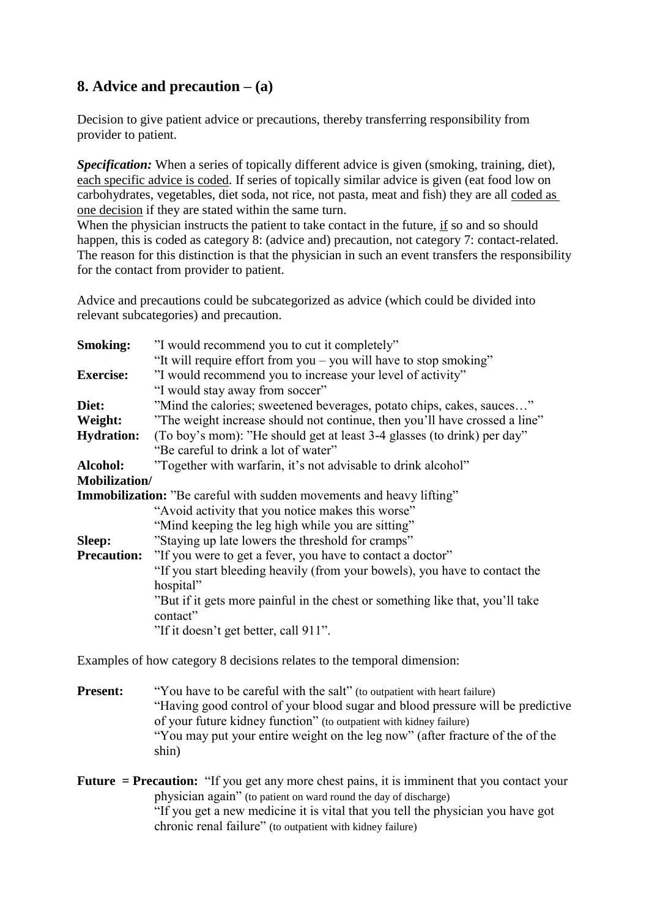## 8. Advice and precaution – (a)

Decision to give patient advice or precautions, thereby transferring responsibility from provider to patient.

***Specification:*** When a series of topically different advice is given (smoking, training, diet), each specific advice is coded. If series of topically similar advice is given (eat food low on carbohydrates, vegetables, diet soda, not rice, not pasta, meat and fish) they are all coded as one decision if they are stated within the same turn.
When the physician instructs the patient to take contact in the future, if so and so should happen, this is coded as category 8: (advice and) precaution, not category 7: contact-related. The reason for this distinction is that the physician in such an event transfers the responsibility for the contact from provider to patient.

Advice and precautions could be subcategorized as advice (which could be divided into relevant subcategories) and precaution.

| | |
|---|---|
| **Smoking:** | "I would recommend you to cut it completely" |
| | "It will require effort from you – you will have to stop smoking" |
| **Exercise:** | "I would recommend you to increase your level of activity" |
| | "I would stay away from soccer" |
| **Diet:** | "Mind the calories; sweetened beverages, potato chips, cakes, sauces…" |
| **Weight:** | "The weight increase should not continue, then you'll have crossed a line" |
| **Hydration:** | (To boy's mom): "He should get at least 3-4 glasses (to drink) per day" |
| | "Be careful to drink a lot of water" |
| **Alcohol:** | "Together with warfarin, it's not advisable to drink alcohol" |
| **Mobilization/ Immobilization:** | "Be careful with sudden movements and heavy lifting" |
| | "Avoid activity that you notice makes this worse" |
| | "Mind keeping the leg high while you are sitting" |
| **Sleep:** | "Staying up late lowers the threshold for cramps" |
| **Precaution:** | "If you were to get a fever, you have to contact a doctor" |
| | "If you start bleeding heavily (from your bowels), you have to contact the hospital" |
| | "But if it gets more painful in the chest or something like that, you'll take contact" |
| | "If it doesn't get better, call 911". |

Examples of how category 8 decisions relates to the temporal dimension:

**Present:** "You have to be careful with the salt" (to outpatient with heart failure)
"Having good control of your blood sugar and blood pressure will be predictive of your future kidney function" (to outpatient with kidney failure)
"You may put your entire weight on the leg now" (after fracture of the of the shin)

**Future = Precaution:** "If you get any more chest pains, it is imminent that you contact your physician again" (to patient on ward round the day of discharge)
"If you get a new medicine it is vital that you tell the physician you have got chronic renal failure" (to outpatient with kidney failure)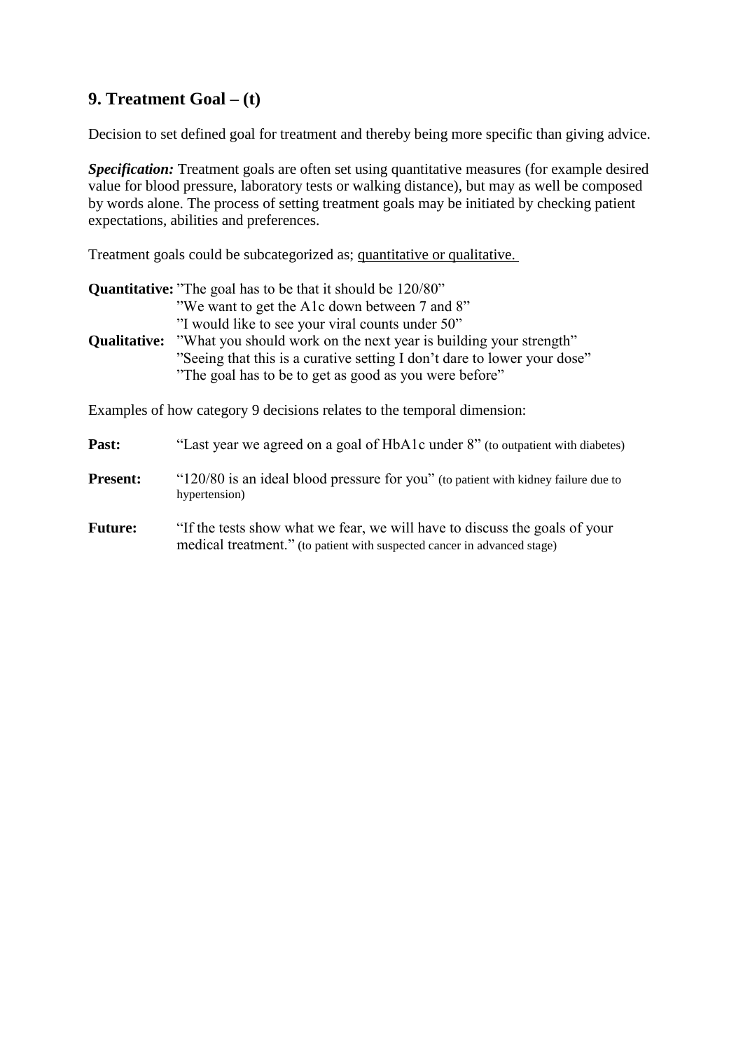## 9. Treatment Goal – (t)

Decision to set defined goal for treatment and thereby being more specific than giving advice.

***Specification:*** Treatment goals are often set using quantitative measures (for example desired value for blood pressure, laboratory tests or walking distance), but may as well be composed by words alone. The process of setting treatment goals may be initiated by checking patient expectations, abilities and preferences.

Treatment goals could be subcategorized as; quantitative or qualitative.

**Quantitative:** ”The goal has to be that it should be 120/80”
”We want to get the A1c down between 7 and 8”
”I would like to see your viral counts under 50”

**Qualitative:** ”What you should work on the next year is building your strength”
”Seeing that this is a curative setting I don’t dare to lower your dose”
”The goal has to be to get as good as you were before”

Examples of how category 9 decisions relates to the temporal dimension:

**Past:** “Last year we agreed on a goal of HbA1c under 8” (to outpatient with diabetes)

**Present:** “120/80 is an ideal blood pressure for you” (to patient with kidney failure due to hypertension)

**Future:** “If the tests show what we fear, we will have to discuss the goals of your medical treatment.” (to patient with suspected cancer in advanced stage)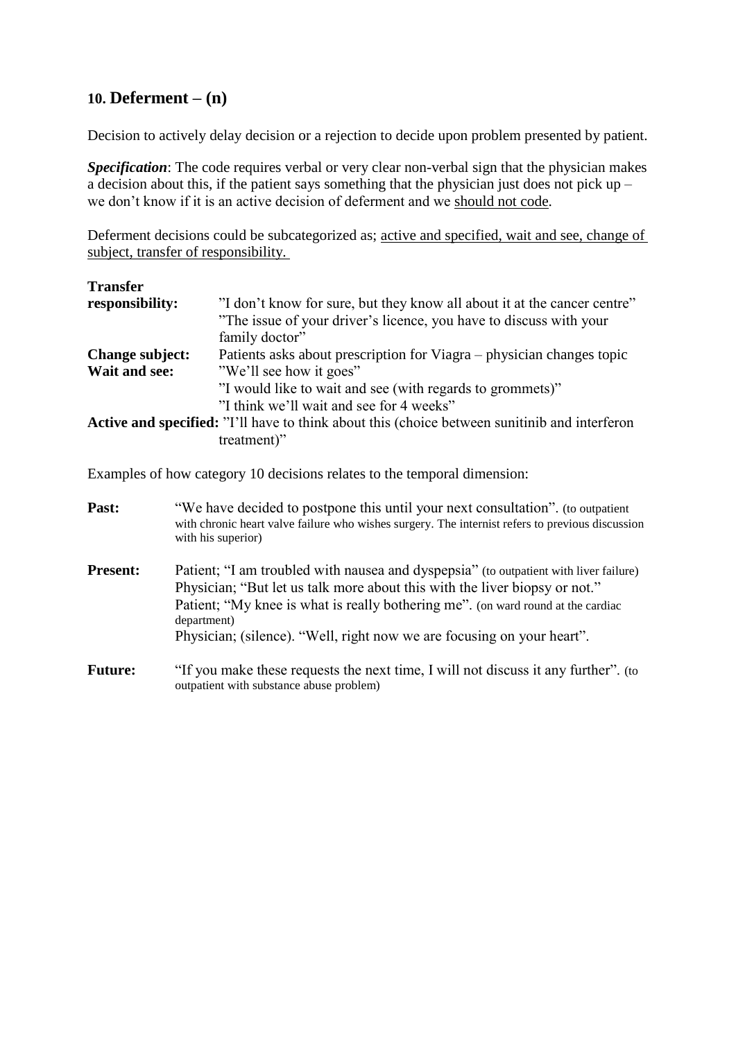## 10. Deferment – (n)

Decision to actively delay decision or a rejection to decide upon problem presented by patient.

***Specification***: The code requires verbal or very clear non-verbal sign that the physician makes a decision about this, if the patient says something that the physician just does not pick up – we don't know if it is an active decision of deferment and we <u>should not code</u>.

Deferment decisions could be subcategorized as; <u>active and specified, wait and see, change of subject, transfer of responsibility.</u>

| | |
|---|---|
| **Transfer responsibility:** | "I don't know for sure, but they know all about it at the cancer centre" |
| | "The issue of your driver's licence, you have to discuss with your family doctor" |
| **Change subject:** | Patients asks about prescription for Viagra – physician changes topic |
| **Wait and see:** | "We'll see how it goes" |
| | "I would like to wait and see (with regards to grommets)" |
| | "I think we'll wait and see for 4 weeks" |
| **Active and specified:** | "I'll have to think about this (choice between sunitinib and interferon treatment)" |

Examples of how category 10 decisions relates to the temporal dimension:

**Past:** "We have decided to postpone this until your next consultation". (to outpatient with chronic heart valve failure who wishes surgery. The internist refers to previous discussion with his superior)

**Present:** Patient; "I am troubled with nausea and dyspepsia" (to outpatient with liver failure)
Physician; "But let us talk more about this with the liver biopsy or not."
Patient; "My knee is what is really bothering me". (on ward round at the cardiac department)
Physician; (silence). "Well, right now we are focusing on your heart".

**Future:** "If you make these requests the next time, I will not discuss it any further". (to outpatient with substance abuse problem)